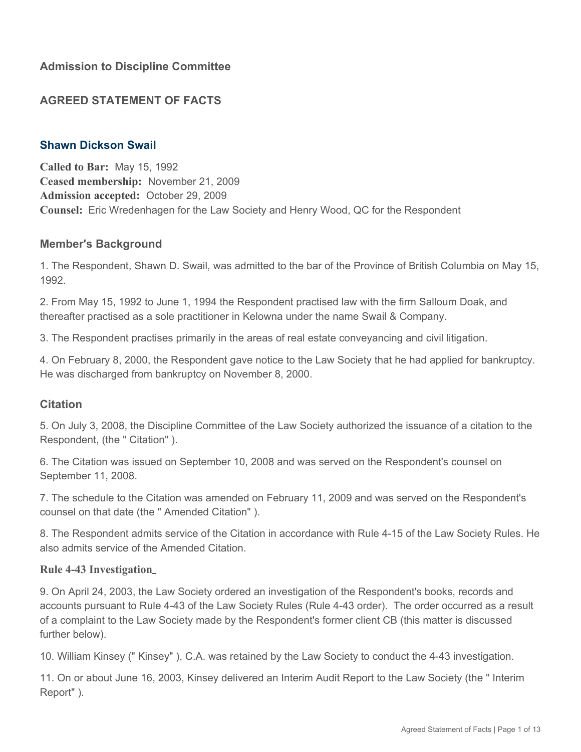## Admission to Discipline Committee

## AGREED STATEMENT OF FACTS

### Shawn Dickson Swail

**Called to Bar:** May 15, 1992
**Ceased membership:** November 21, 2009
**Admission accepted:** October 29, 2009
**Counsel:** Eric Wredenhagen for the Law Society and Henry Wood, QC for the Respondent

### Member's Background

1. The Respondent, Shawn D. Swail, was admitted to the bar of the Province of British Columbia on May 15, 1992.

2. From May 15, 1992 to June 1, 1994 the Respondent practised law with the firm Salloum Doak, and thereafter practised as a sole practitioner in Kelowna under the name Swail & Company.

3. The Respondent practises primarily in the areas of real estate conveyancing and civil litigation.

4. On February 8, 2000, the Respondent gave notice to the Law Society that he had applied for bankruptcy. He was discharged from bankruptcy on November 8, 2000.

### Citation

5. On July 3, 2008, the Discipline Committee of the Law Society authorized the issuance of a citation to the Respondent, (the " Citation" ).

6. The Citation was issued on September 10, 2008 and was served on the Respondent's counsel on September 11, 2008.

7. The schedule to the Citation was amended on February 11, 2009 and was served on the Respondent's counsel on that date (the " Amended Citation" ).

8. The Respondent admits service of the Citation in accordance with Rule 4-15 of the Law Society Rules. He also admits service of the Amended Citation.

#### Rule 4-43 Investigation

9. On April 24, 2003, the Law Society ordered an investigation of the Respondent's books, records and accounts pursuant to Rule 4-43 of the Law Society Rules (Rule 4-43 order). The order occurred as a result of a complaint to the Law Society made by the Respondent's former client CB (this matter is discussed further below).

10. William Kinsey (" Kinsey" ), C.A. was retained by the Law Society to conduct the 4-43 investigation.

11. On or about June 16, 2003, Kinsey delivered an Interim Audit Report to the Law Society (the " Interim Report" ).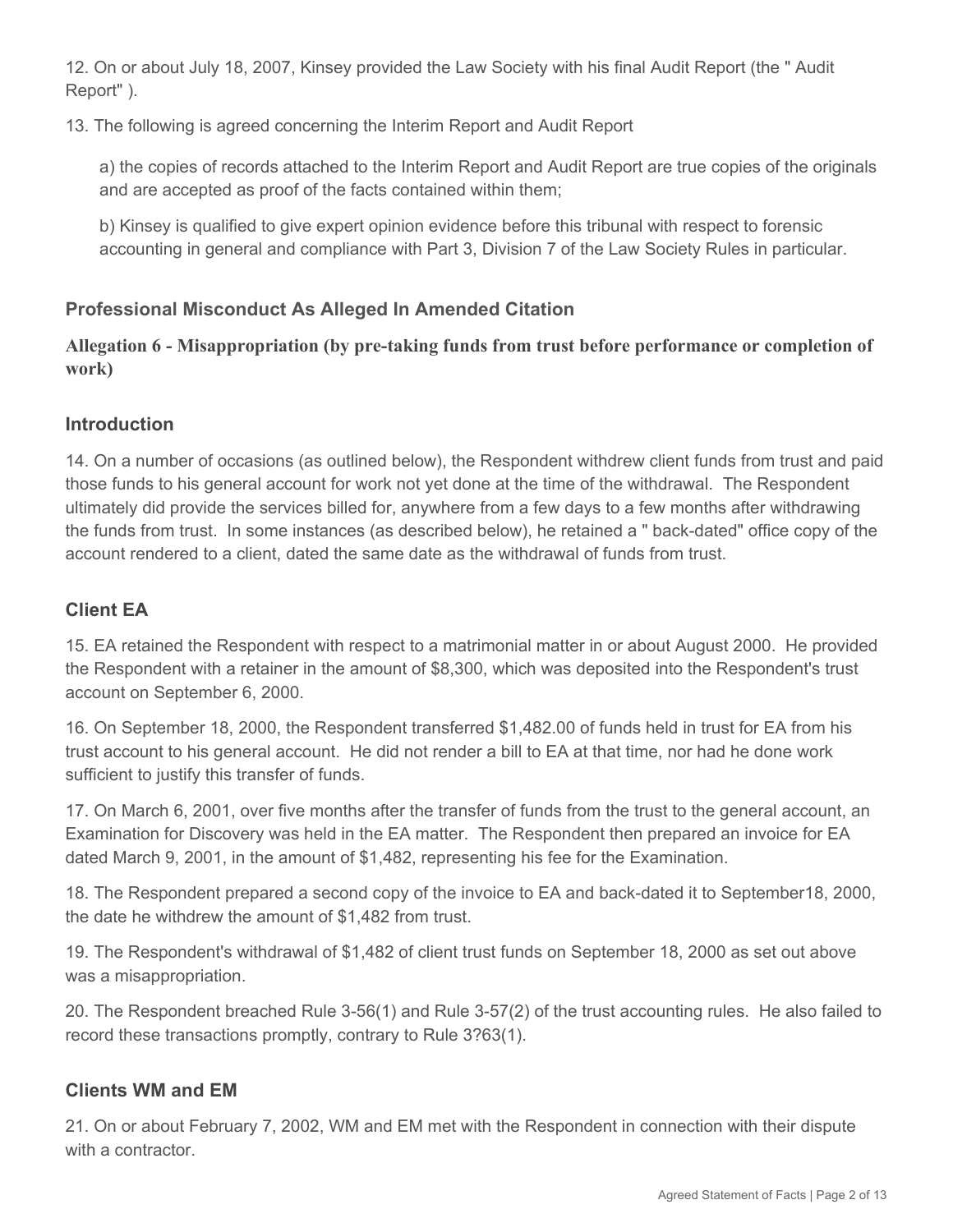12. On or about July 18, 2007, Kinsey provided the Law Society with his final Audit Report (the " Audit Report" ).

13. The following is agreed concerning the Interim Report and Audit Report

a) the copies of records attached to the Interim Report and Audit Report are true copies of the originals and are accepted as proof of the facts contained within them;

b) Kinsey is qualified to give expert opinion evidence before this tribunal with respect to forensic accounting in general and compliance with Part 3, Division 7 of the Law Society Rules in particular.

### Professional Misconduct As Alleged In Amended Citation

#### Allegation 6 - Misappropriation (by pre-taking funds from trust before performance or completion of work)

### Introduction

14. On a number of occasions (as outlined below), the Respondent withdrew client funds from trust and paid those funds to his general account for work not yet done at the time of the withdrawal. The Respondent ultimately did provide the services billed for, anywhere from a few days to a few months after withdrawing the funds from trust. In some instances (as described below), he retained a " back-dated" office copy of the account rendered to a client, dated the same date as the withdrawal of funds from trust.

### Client EA

15. EA retained the Respondent with respect to a matrimonial matter in or about August 2000. He provided the Respondent with a retainer in the amount of $8,300, which was deposited into the Respondent's trust account on September 6, 2000.

16. On September 18, 2000, the Respondent transferred $1,482.00 of funds held in trust for EA from his trust account to his general account. He did not render a bill to EA at that time, nor had he done work sufficient to justify this transfer of funds.

17. On March 6, 2001, over five months after the transfer of funds from the trust to the general account, an Examination for Discovery was held in the EA matter. The Respondent then prepared an invoice for EA dated March 9, 2001, in the amount of $1,482, representing his fee for the Examination.

18. The Respondent prepared a second copy of the invoice to EA and back-dated it to September18, 2000, the date he withdrew the amount of $1,482 from trust.

19. The Respondent's withdrawal of $1,482 of client trust funds on September 18, 2000 as set out above was a misappropriation.

20. The Respondent breached Rule 3-56(1) and Rule 3-57(2) of the trust accounting rules. He also failed to record these transactions promptly, contrary to Rule 3?63(1).

### Clients WM and EM

21. On or about February 7, 2002, WM and EM met with the Respondent in connection with their dispute with a contractor.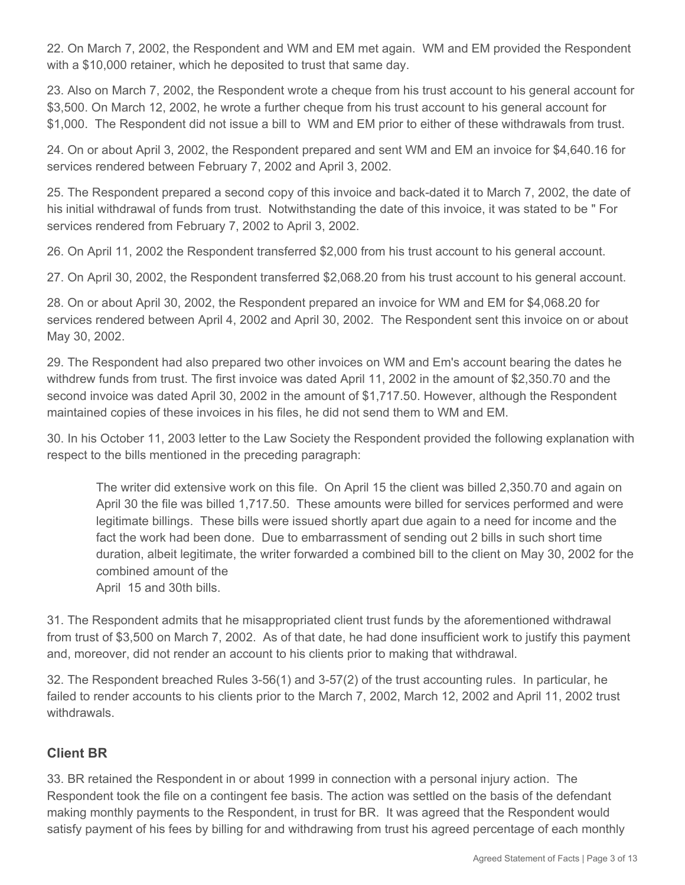22. On March 7, 2002, the Respondent and WM and EM met again. WM and EM provided the Respondent with a $10,000 retainer, which he deposited to trust that same day.

23. Also on March 7, 2002, the Respondent wrote a cheque from his trust account to his general account for $3,500. On March 12, 2002, he wrote a further cheque from his trust account to his general account for $1,000. The Respondent did not issue a bill to WM and EM prior to either of these withdrawals from trust.

24. On or about April 3, 2002, the Respondent prepared and sent WM and EM an invoice for $4,640.16 for services rendered between February 7, 2002 and April 3, 2002.

25. The Respondent prepared a second copy of this invoice and back-dated it to March 7, 2002, the date of his initial withdrawal of funds from trust. Notwithstanding the date of this invoice, it was stated to be " For services rendered from February 7, 2002 to April 3, 2002.

26. On April 11, 2002 the Respondent transferred $2,000 from his trust account to his general account.

27. On April 30, 2002, the Respondent transferred $2,068.20 from his trust account to his general account.

28. On or about April 30, 2002, the Respondent prepared an invoice for WM and EM for $4,068.20 for services rendered between April 4, 2002 and April 30, 2002. The Respondent sent this invoice on or about May 30, 2002.

29. The Respondent had also prepared two other invoices on WM and Em's account bearing the dates he withdrew funds from trust. The first invoice was dated April 11, 2002 in the amount of $2,350.70 and the second invoice was dated April 30, 2002 in the amount of $1,717.50. However, although the Respondent maintained copies of these invoices in his files, he did not send them to WM and EM.

30. In his October 11, 2003 letter to the Law Society the Respondent provided the following explanation with respect to the bills mentioned in the preceding paragraph:

> The writer did extensive work on this file. On April 15 the client was billed 2,350.70 and again on April 30 the file was billed 1,717.50. These amounts were billed for services performed and were legitimate billings. These bills were issued shortly apart due again to a need for income and the fact the work had been done. Due to embarrassment of sending out 2 bills in such short time duration, albeit legitimate, the writer forwarded a combined bill to the client on May 30, 2002 for the combined amount of the
> April 15 and 30th bills.

31. The Respondent admits that he misappropriated client trust funds by the aforementioned withdrawal from trust of $3,500 on March 7, 2002. As of that date, he had done insufficient work to justify this payment and, moreover, did not render an account to his clients prior to making that withdrawal.

32. The Respondent breached Rules 3-56(1) and 3-57(2) of the trust accounting rules. In particular, he failed to render accounts to his clients prior to the March 7, 2002, March 12, 2002 and April 11, 2002 trust withdrawals.

## Client BR

33. BR retained the Respondent in or about 1999 in connection with a personal injury action. The Respondent took the file on a contingent fee basis. The action was settled on the basis of the defendant making monthly payments to the Respondent, in trust for BR. It was agreed that the Respondent would satisfy payment of his fees by billing for and withdrawing from trust his agreed percentage of each monthly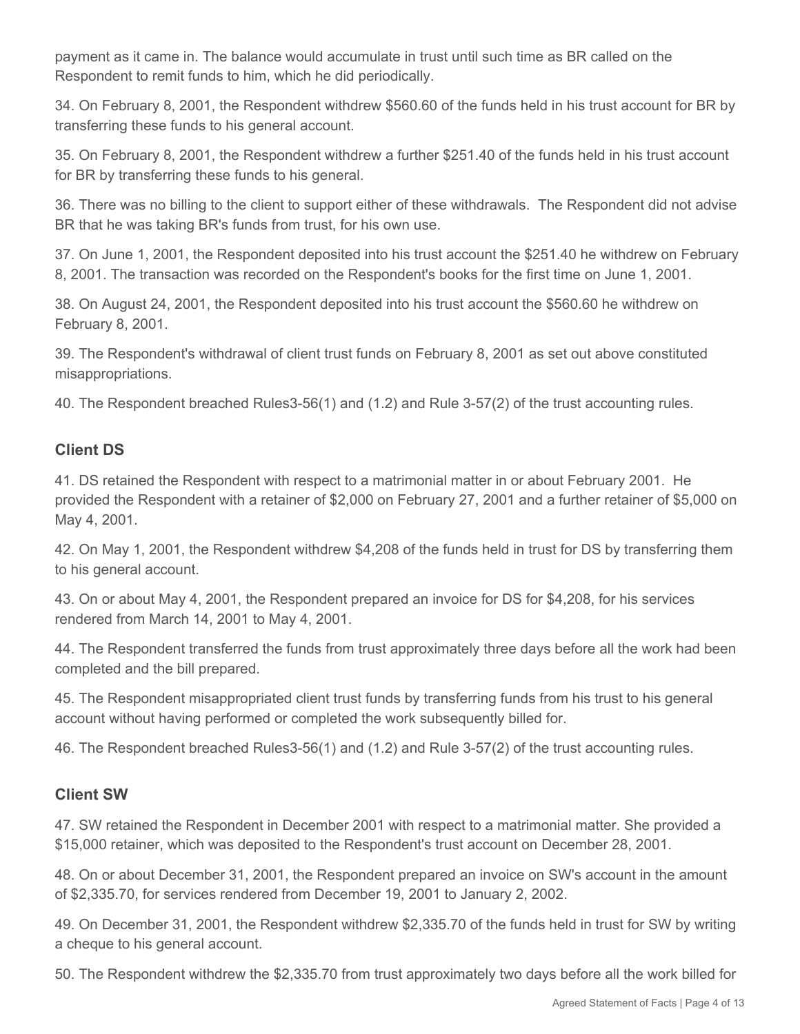payment as it came in. The balance would accumulate in trust until such time as BR called on the Respondent to remit funds to him, which he did periodically.

34. On February 8, 2001, the Respondent withdrew $560.60 of the funds held in his trust account for BR by transferring these funds to his general account.

35. On February 8, 2001, the Respondent withdrew a further $251.40 of the funds held in his trust account for BR by transferring these funds to his general.

36. There was no billing to the client to support either of these withdrawals. The Respondent did not advise BR that he was taking BR's funds from trust, for his own use.

37. On June 1, 2001, the Respondent deposited into his trust account the $251.40 he withdrew on February 8, 2001. The transaction was recorded on the Respondent's books for the first time on June 1, 2001.

38. On August 24, 2001, the Respondent deposited into his trust account the $560.60 he withdrew on February 8, 2001.

39. The Respondent's withdrawal of client trust funds on February 8, 2001 as set out above constituted misappropriations.

40. The Respondent breached Rules3-56(1) and (1.2) and Rule 3-57(2) of the trust accounting rules.

### Client DS

41. DS retained the Respondent with respect to a matrimonial matter in or about February 2001. He provided the Respondent with a retainer of $2,000 on February 27, 2001 and a further retainer of $5,000 on May 4, 2001.

42. On May 1, 2001, the Respondent withdrew $4,208 of the funds held in trust for DS by transferring them to his general account.

43. On or about May 4, 2001, the Respondent prepared an invoice for DS for $4,208, for his services rendered from March 14, 2001 to May 4, 2001.

44. The Respondent transferred the funds from trust approximately three days before all the work had been completed and the bill prepared.

45. The Respondent misappropriated client trust funds by transferring funds from his trust to his general account without having performed or completed the work subsequently billed for.

46. The Respondent breached Rules3-56(1) and (1.2) and Rule 3-57(2) of the trust accounting rules.

### Client SW

47. SW retained the Respondent in December 2001 with respect to a matrimonial matter. She provided a $15,000 retainer, which was deposited to the Respondent's trust account on December 28, 2001.

48. On or about December 31, 2001, the Respondent prepared an invoice on SW's account in the amount of $2,335.70, for services rendered from December 19, 2001 to January 2, 2002.

49. On December 31, 2001, the Respondent withdrew $2,335.70 of the funds held in trust for SW by writing a cheque to his general account.

50. The Respondent withdrew the $2,335.70 from trust approximately two days before all the work billed for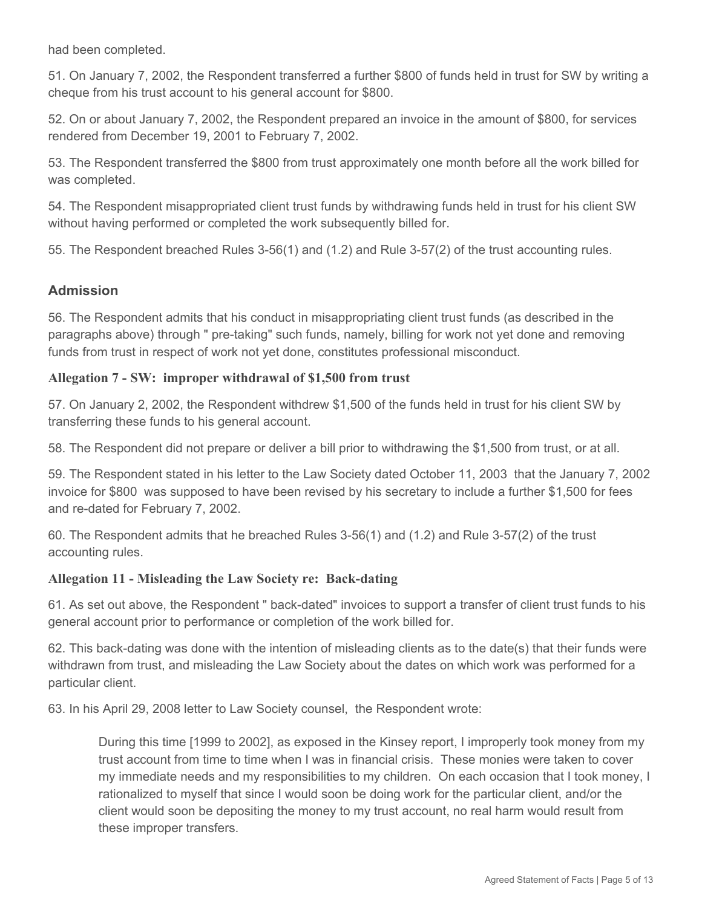had been completed.

51. On January 7, 2002, the Respondent transferred a further $800 of funds held in trust for SW by writing a cheque from his trust account to his general account for $800.

52. On or about January 7, 2002, the Respondent prepared an invoice in the amount of $800, for services rendered from December 19, 2001 to February 7, 2002.

53. The Respondent transferred the $800 from trust approximately one month before all the work billed for was completed.

54. The Respondent misappropriated client trust funds by withdrawing funds held in trust for his client SW without having performed or completed the work subsequently billed for.

55. The Respondent breached Rules 3-56(1) and (1.2) and Rule 3-57(2) of the trust accounting rules.

### Admission

56. The Respondent admits that his conduct in misappropriating client trust funds (as described in the paragraphs above) through " pre-taking" such funds, namely, billing for work not yet done and removing funds from trust in respect of work not yet done, constitutes professional misconduct.

#### Allegation 7 - SW: improper withdrawal of $1,500 from trust

57. On January 2, 2002, the Respondent withdrew $1,500 of the funds held in trust for his client SW by transferring these funds to his general account.

58. The Respondent did not prepare or deliver a bill prior to withdrawing the $1,500 from trust, or at all.

59. The Respondent stated in his letter to the Law Society dated October 11, 2003 that the January 7, 2002 invoice for $800 was supposed to have been revised by his secretary to include a further $1,500 for fees and re-dated for February 7, 2002.

60. The Respondent admits that he breached Rules 3-56(1) and (1.2) and Rule 3-57(2) of the trust accounting rules.

#### Allegation 11 - Misleading the Law Society re: Back-dating

61. As set out above, the Respondent " back-dated" invoices to support a transfer of client trust funds to his general account prior to performance or completion of the work billed for.

62. This back-dating was done with the intention of misleading clients as to the date(s) that their funds were withdrawn from trust, and misleading the Law Society about the dates on which work was performed for a particular client.

63. In his April 29, 2008 letter to Law Society counsel, the Respondent wrote:

> During this time [1999 to 2002], as exposed in the Kinsey report, I improperly took money from my trust account from time to time when I was in financial crisis. These monies were taken to cover my immediate needs and my responsibilities to my children. On each occasion that I took money, I rationalized to myself that since I would soon be doing work for the particular client, and/or the client would soon be depositing the money to my trust account, no real harm would result from these improper transfers.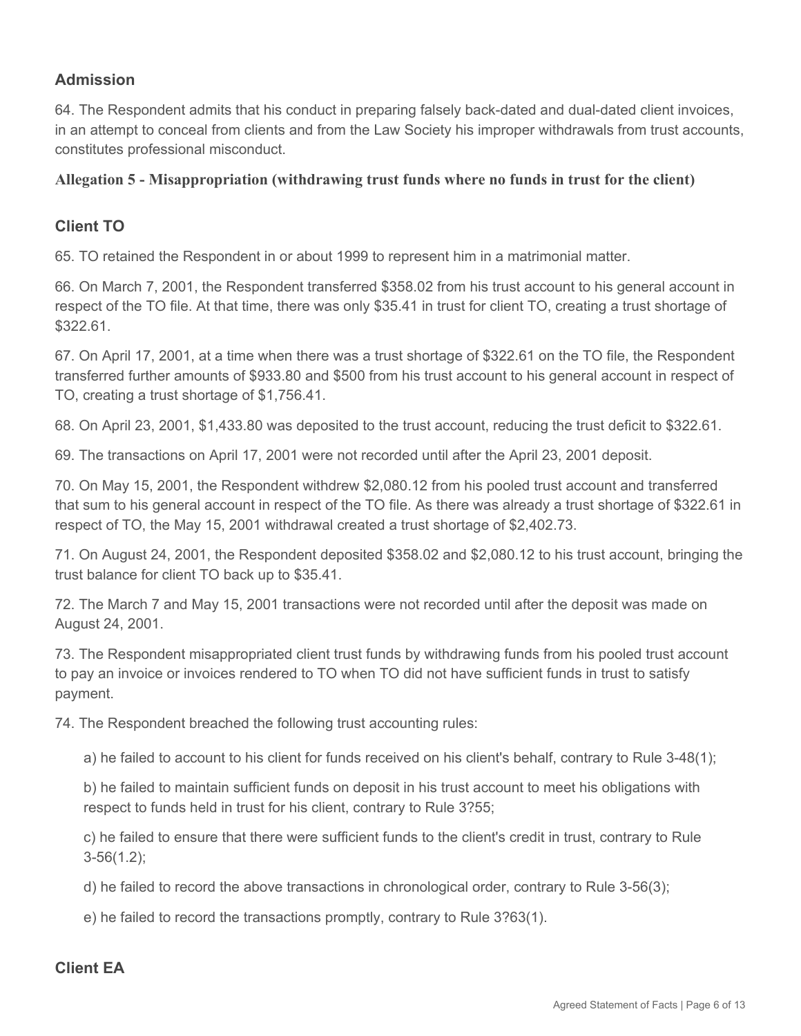## Admission

64. The Respondent admits that his conduct in preparing falsely back-dated and dual-dated client invoices, in an attempt to conceal from clients and from the Law Society his improper withdrawals from trust accounts, constitutes professional misconduct.

### Allegation 5 - Misappropriation (withdrawing trust funds where no funds in trust for the client)

## Client TO

65. TO retained the Respondent in or about 1999 to represent him in a matrimonial matter.

66. On March 7, 2001, the Respondent transferred $358.02 from his trust account to his general account in respect of the TO file. At that time, there was only $35.41 in trust for client TO, creating a trust shortage of $322.61.

67. On April 17, 2001, at a time when there was a trust shortage of $322.61 on the TO file, the Respondent transferred further amounts of $933.80 and $500 from his trust account to his general account in respect of TO, creating a trust shortage of $1,756.41.

68. On April 23, 2001, $1,433.80 was deposited to the trust account, reducing the trust deficit to $322.61.

69. The transactions on April 17, 2001 were not recorded until after the April 23, 2001 deposit.

70. On May 15, 2001, the Respondent withdrew $2,080.12 from his pooled trust account and transferred that sum to his general account in respect of the TO file. As there was already a trust shortage of $322.61 in respect of TO, the May 15, 2001 withdrawal created a trust shortage of $2,402.73.

71. On August 24, 2001, the Respondent deposited $358.02 and $2,080.12 to his trust account, bringing the trust balance for client TO back up to $35.41.

72. The March 7 and May 15, 2001 transactions were not recorded until after the deposit was made on August 24, 2001.

73. The Respondent misappropriated client trust funds by withdrawing funds from his pooled trust account to pay an invoice or invoices rendered to TO when TO did not have sufficient funds in trust to satisfy payment.

74. The Respondent breached the following trust accounting rules:

a) he failed to account to his client for funds received on his client's behalf, contrary to Rule 3-48(1);

b) he failed to maintain sufficient funds on deposit in his trust account to meet his obligations with respect to funds held in trust for his client, contrary to Rule 3?55;

c) he failed to ensure that there were sufficient funds to the client's credit in trust, contrary to Rule 3-56(1.2);

d) he failed to record the above transactions in chronological order, contrary to Rule 3-56(3);

e) he failed to record the transactions promptly, contrary to Rule 3?63(1).

## Client EA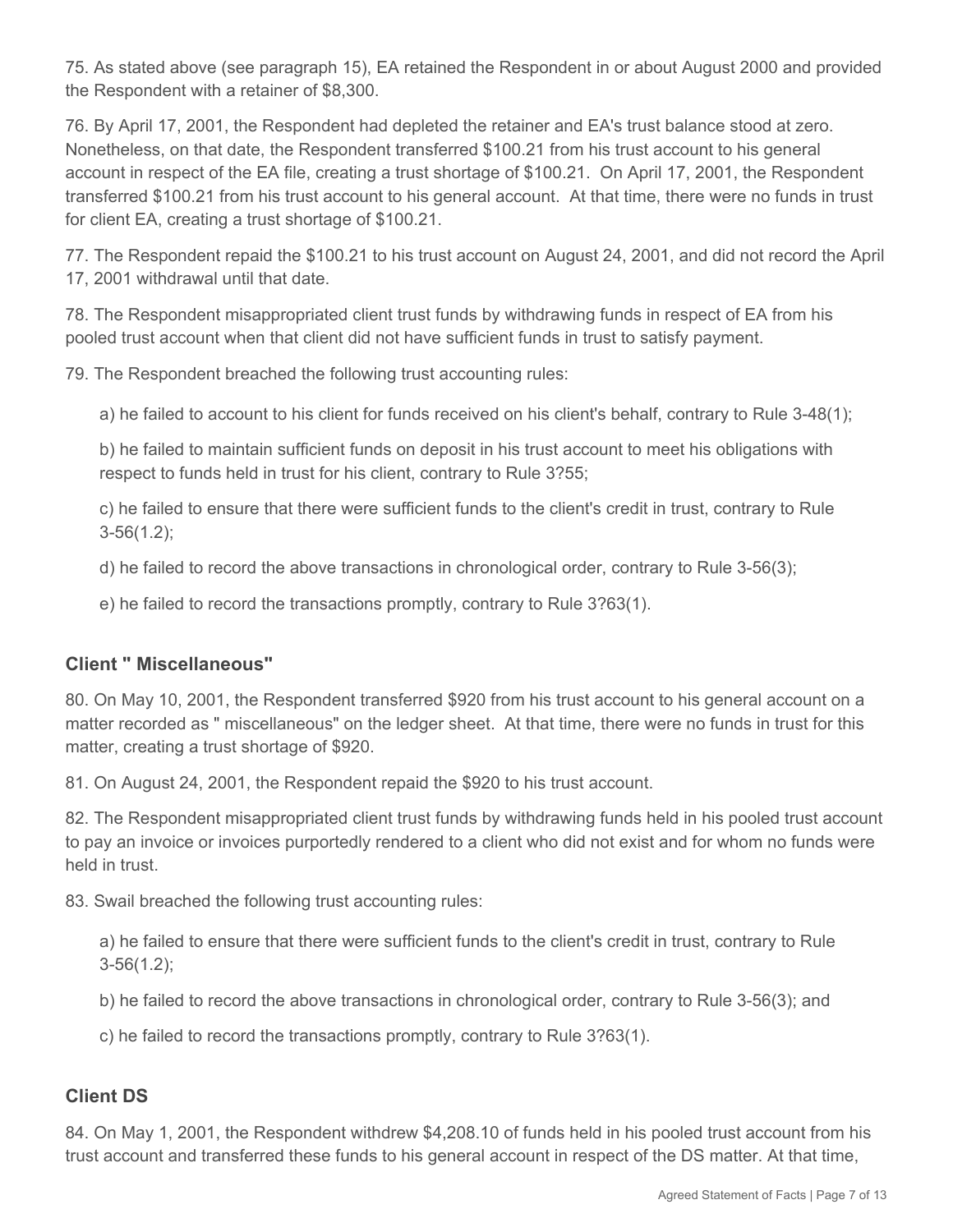75. As stated above (see paragraph 15), EA retained the Respondent in or about August 2000 and provided the Respondent with a retainer of $8,300.

76. By April 17, 2001, the Respondent had depleted the retainer and EA's trust balance stood at zero. Nonetheless, on that date, the Respondent transferred $100.21 from his trust account to his general account in respect of the EA file, creating a trust shortage of $100.21. On April 17, 2001, the Respondent transferred $100.21 from his trust account to his general account. At that time, there were no funds in trust for client EA, creating a trust shortage of $100.21.

77. The Respondent repaid the $100.21 to his trust account on August 24, 2001, and did not record the April 17, 2001 withdrawal until that date.

78. The Respondent misappropriated client trust funds by withdrawing funds in respect of EA from his pooled trust account when that client did not have sufficient funds in trust to satisfy payment.

79. The Respondent breached the following trust accounting rules:

a) he failed to account to his client for funds received on his client's behalf, contrary to Rule 3-48(1);

b) he failed to maintain sufficient funds on deposit in his trust account to meet his obligations with respect to funds held in trust for his client, contrary to Rule 3?55;

c) he failed to ensure that there were sufficient funds to the client's credit in trust, contrary to Rule 3-56(1.2);

d) he failed to record the above transactions in chronological order, contrary to Rule 3-56(3);

e) he failed to record the transactions promptly, contrary to Rule 3?63(1).

## Client " Miscellaneous"

80. On May 10, 2001, the Respondent transferred $920 from his trust account to his general account on a matter recorded as " miscellaneous" on the ledger sheet. At that time, there were no funds in trust for this matter, creating a trust shortage of $920.

81. On August 24, 2001, the Respondent repaid the $920 to his trust account.

82. The Respondent misappropriated client trust funds by withdrawing funds held in his pooled trust account to pay an invoice or invoices purportedly rendered to a client who did not exist and for whom no funds were held in trust.

83. Swail breached the following trust accounting rules:

a) he failed to ensure that there were sufficient funds to the client's credit in trust, contrary to Rule 3-56(1.2);

b) he failed to record the above transactions in chronological order, contrary to Rule 3-56(3); and

c) he failed to record the transactions promptly, contrary to Rule 3?63(1).

## Client DS

84. On May 1, 2001, the Respondent withdrew $4,208.10 of funds held in his pooled trust account from his trust account and transferred these funds to his general account in respect of the DS matter. At that time,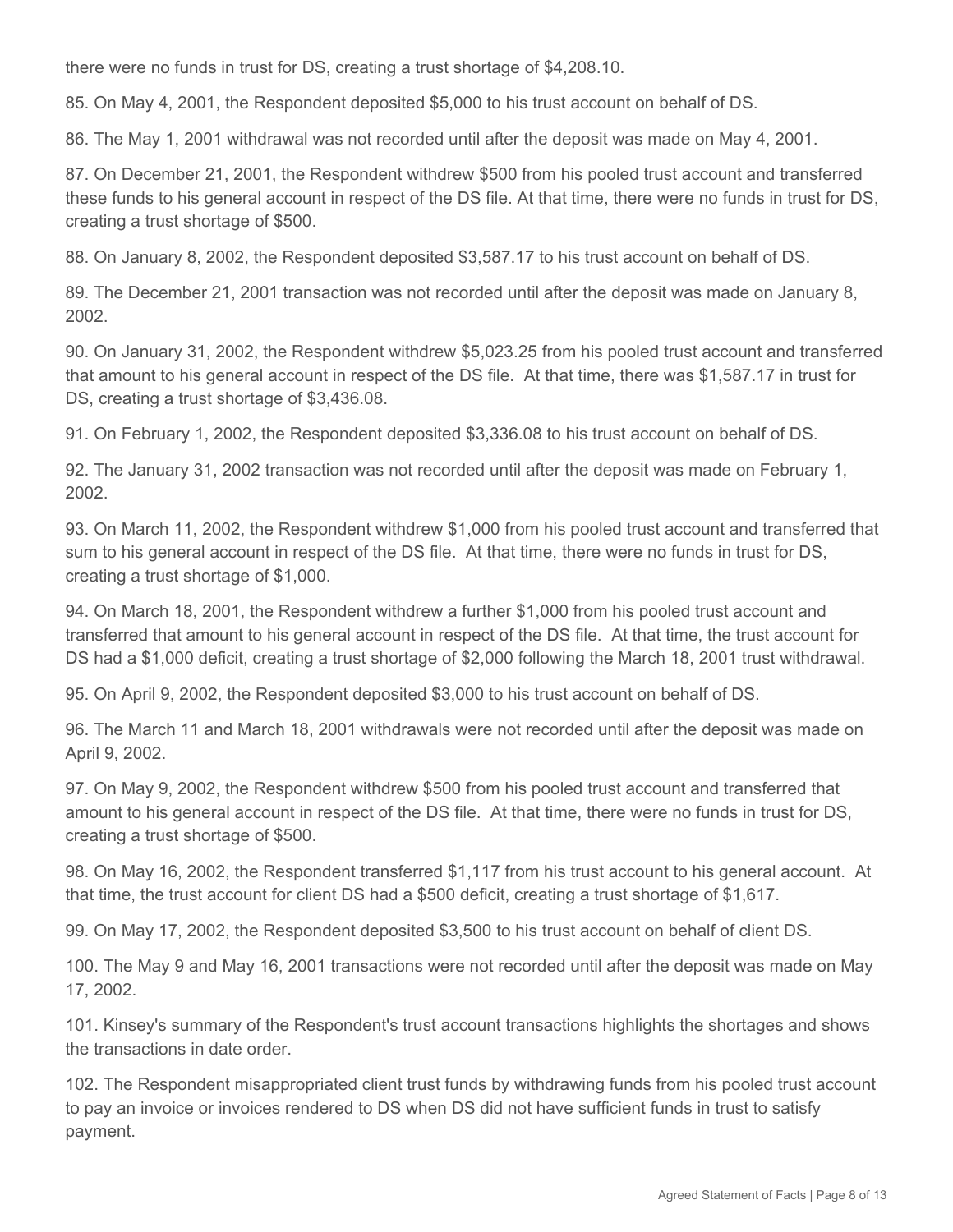there were no funds in trust for DS, creating a trust shortage of $4,208.10.

85. On May 4, 2001, the Respondent deposited $5,000 to his trust account on behalf of DS.

86. The May 1, 2001 withdrawal was not recorded until after the deposit was made on May 4, 2001.

87. On December 21, 2001, the Respondent withdrew $500 from his pooled trust account and transferred these funds to his general account in respect of the DS file. At that time, there were no funds in trust for DS, creating a trust shortage of $500.

88. On January 8, 2002, the Respondent deposited $3,587.17 to his trust account on behalf of DS.

89. The December 21, 2001 transaction was not recorded until after the deposit was made on January 8, 2002.

90. On January 31, 2002, the Respondent withdrew $5,023.25 from his pooled trust account and transferred that amount to his general account in respect of the DS file. At that time, there was $1,587.17 in trust for DS, creating a trust shortage of $3,436.08.

91. On February 1, 2002, the Respondent deposited $3,336.08 to his trust account on behalf of DS.

92. The January 31, 2002 transaction was not recorded until after the deposit was made on February 1, 2002.

93. On March 11, 2002, the Respondent withdrew $1,000 from his pooled trust account and transferred that sum to his general account in respect of the DS file. At that time, there were no funds in trust for DS, creating a trust shortage of $1,000.

94. On March 18, 2001, the Respondent withdrew a further $1,000 from his pooled trust account and transferred that amount to his general account in respect of the DS file. At that time, the trust account for DS had a $1,000 deficit, creating a trust shortage of $2,000 following the March 18, 2001 trust withdrawal.

95. On April 9, 2002, the Respondent deposited $3,000 to his trust account on behalf of DS.

96. The March 11 and March 18, 2001 withdrawals were not recorded until after the deposit was made on April 9, 2002.

97. On May 9, 2002, the Respondent withdrew $500 from his pooled trust account and transferred that amount to his general account in respect of the DS file. At that time, there were no funds in trust for DS, creating a trust shortage of $500.

98. On May 16, 2002, the Respondent transferred $1,117 from his trust account to his general account. At that time, the trust account for client DS had a $500 deficit, creating a trust shortage of $1,617.

99. On May 17, 2002, the Respondent deposited $3,500 to his trust account on behalf of client DS.

100. The May 9 and May 16, 2001 transactions were not recorded until after the deposit was made on May 17, 2002.

101. Kinsey's summary of the Respondent's trust account transactions highlights the shortages and shows the transactions in date order.

102. The Respondent misappropriated client trust funds by withdrawing funds from his pooled trust account to pay an invoice or invoices rendered to DS when DS did not have sufficient funds in trust to satisfy payment.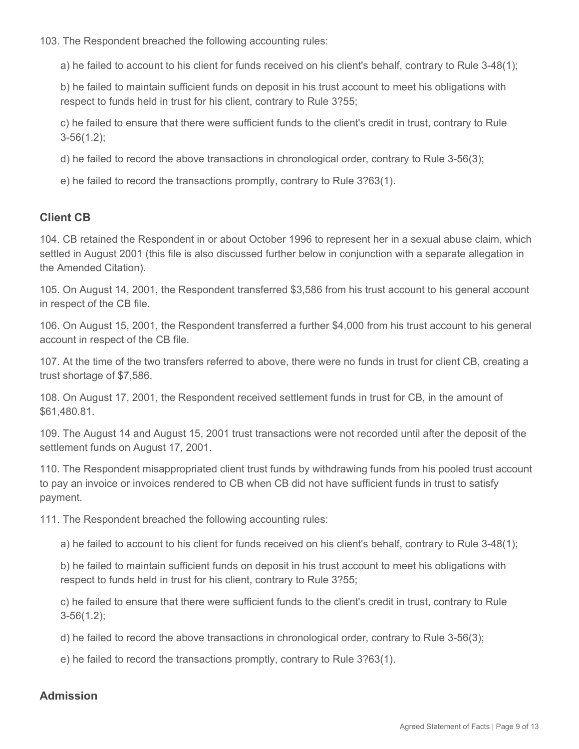103. The Respondent breached the following accounting rules:

a) he failed to account to his client for funds received on his client's behalf, contrary to Rule 3-48(1);

b) he failed to maintain sufficient funds on deposit in his trust account to meet his obligations with respect to funds held in trust for his client, contrary to Rule 3?55;

c) he failed to ensure that there were sufficient funds to the client's credit in trust, contrary to Rule 3-56(1.2);

d) he failed to record the above transactions in chronological order, contrary to Rule 3-56(3);

e) he failed to record the transactions promptly, contrary to Rule 3?63(1).

### Client CB

104. CB retained the Respondent in or about October 1996 to represent her in a sexual abuse claim, which settled in August 2001 (this file is also discussed further below in conjunction with a separate allegation in the Amended Citation).

105. On August 14, 2001, the Respondent transferred $3,586 from his trust account to his general account in respect of the CB file.

106. On August 15, 2001, the Respondent transferred a further $4,000 from his trust account to his general account in respect of the CB file.

107. At the time of the two transfers referred to above, there were no funds in trust for client CB, creating a trust shortage of $7,586.

108. On August 17, 2001, the Respondent received settlement funds in trust for CB, in the amount of $61,480.81.

109. The August 14 and August 15, 2001 trust transactions were not recorded until after the deposit of the settlement funds on August 17, 2001.

110. The Respondent misappropriated client trust funds by withdrawing funds from his pooled trust account to pay an invoice or invoices rendered to CB when CB did not have sufficient funds in trust to satisfy payment.

111. The Respondent breached the following accounting rules:

a) he failed to account to his client for funds received on his client's behalf, contrary to Rule 3-48(1);

b) he failed to maintain sufficient funds on deposit in his trust account to meet his obligations with respect to funds held in trust for his client, contrary to Rule 3?55;

c) he failed to ensure that there were sufficient funds to the client's credit in trust, contrary to Rule 3-56(1.2);

d) he failed to record the above transactions in chronological order, contrary to Rule 3-56(3);

e) he failed to record the transactions promptly, contrary to Rule 3?63(1).

### Admission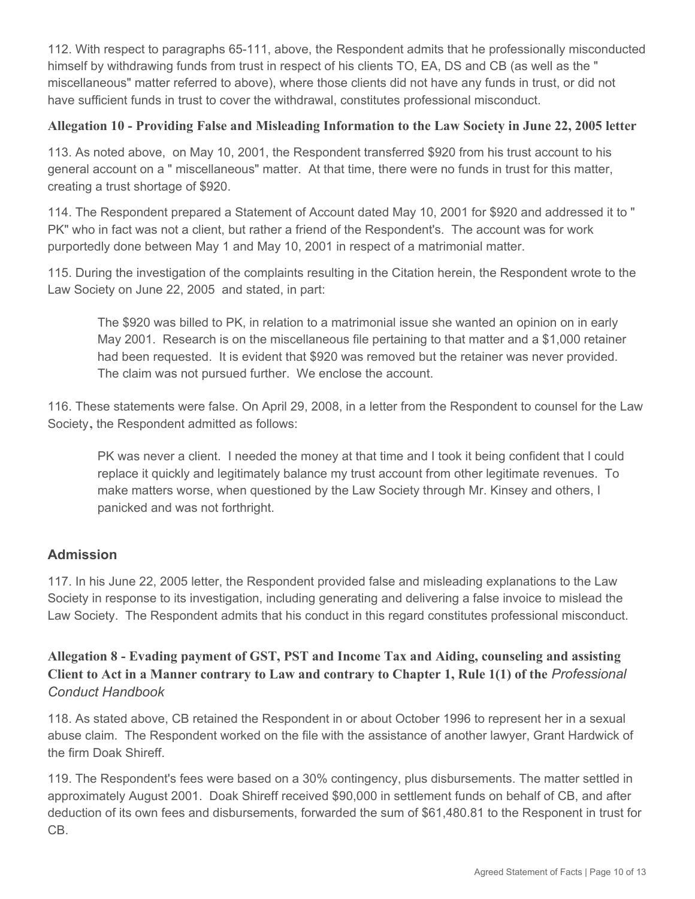112. With respect to paragraphs 65-111, above, the Respondent admits that he professionally misconducted himself by withdrawing funds from trust in respect of his clients TO, EA, DS and CB (as well as the " miscellaneous" matter referred to above), where those clients did not have any funds in trust, or did not have sufficient funds in trust to cover the withdrawal, constitutes professional misconduct.

### Allegation 10 - Providing False and Misleading Information to the Law Society in June 22, 2005 letter

113. As noted above, on May 10, 2001, the Respondent transferred $920 from his trust account to his general account on a " miscellaneous" matter. At that time, there were no funds in trust for this matter, creating a trust shortage of $920.

114. The Respondent prepared a Statement of Account dated May 10, 2001 for $920 and addressed it to " PK" who in fact was not a client, but rather a friend of the Respondent's. The account was for work purportedly done between May 1 and May 10, 2001 in respect of a matrimonial matter.

115. During the investigation of the complaints resulting in the Citation herein, the Respondent wrote to the Law Society on June 22, 2005 and stated, in part:

> The $920 was billed to PK, in relation to a matrimonial issue she wanted an opinion on in early May 2001. Research is on the miscellaneous file pertaining to that matter and a $1,000 retainer had been requested. It is evident that $920 was removed but the retainer was never provided. The claim was not pursued further. We enclose the account.

116. These statements were false. On April 29, 2008, in a letter from the Respondent to counsel for the Law Society, the Respondent admitted as follows:

> PK was never a client. I needed the money at that time and I took it being confident that I could replace it quickly and legitimately balance my trust account from other legitimate revenues. To make matters worse, when questioned by the Law Society through Mr. Kinsey and others, I panicked and was not forthright.

### Admission

117. In his June 22, 2005 letter, the Respondent provided false and misleading explanations to the Law Society in response to its investigation, including generating and delivering a false invoice to mislead the Law Society. The Respondent admits that his conduct in this regard constitutes professional misconduct.

### Allegation 8 - Evading payment of GST, PST and Income Tax and Aiding, counseling and assisting Client to Act in a Manner contrary to Law and contrary to Chapter 1, Rule 1(1) of the *Professional Conduct Handbook*

118. As stated above, CB retained the Respondent in or about October 1996 to represent her in a sexual abuse claim. The Respondent worked on the file with the assistance of another lawyer, Grant Hardwick of the firm Doak Shireff.

119. The Respondent's fees were based on a 30% contingency, plus disbursements. The matter settled in approximately August 2001. Doak Shireff received $90,000 in settlement funds on behalf of CB, and after deduction of its own fees and disbursements, forwarded the sum of $61,480.81 to the Responent in trust for CB.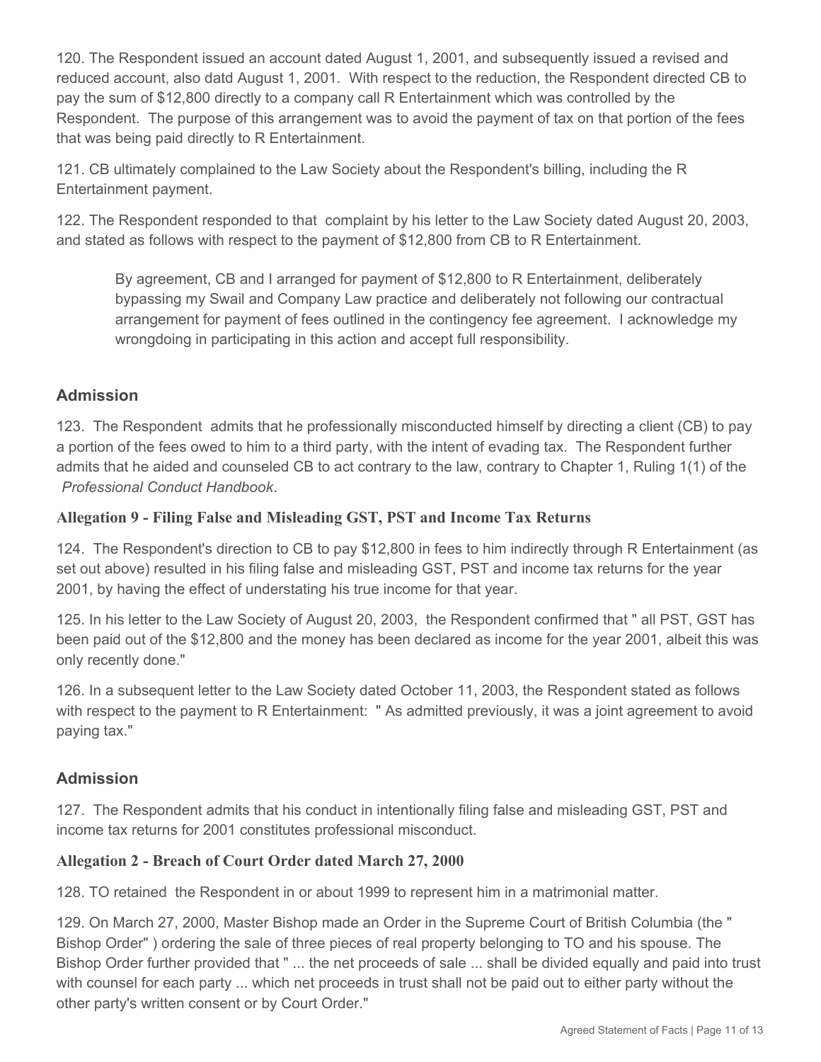120. The Respondent issued an account dated August 1, 2001, and subsequently issued a revised and reduced account, also datd August 1, 2001. With respect to the reduction, the Respondent directed CB to pay the sum of $12,800 directly to a company call R Entertainment which was controlled by the Respondent. The purpose of this arrangement was to avoid the payment of tax on that portion of the fees that was being paid directly to R Entertainment.

121. CB ultimately complained to the Law Society about the Respondent's billing, including the R Entertainment payment.

122. The Respondent responded to that complaint by his letter to the Law Society dated August 20, 2003, and stated as follows with respect to the payment of $12,800 from CB to R Entertainment.

> By agreement, CB and I arranged for payment of $12,800 to R Entertainment, deliberately bypassing my Swail and Company Law practice and deliberately not following our contractual arrangement for payment of fees outlined in the contingency fee agreement. I acknowledge my wrongdoing in participating in this action and accept full responsibility.

## Admission

123. The Respondent admits that he professionally misconducted himself by directing a client (CB) to pay a portion of the fees owed to him to a third party, with the intent of evading tax. The Respondent further admits that he aided and counseled CB to act contrary to the law, contrary to Chapter 1, Ruling 1(1) of the *Professional Conduct Handbook*.

### Allegation 9 - Filing False and Misleading GST, PST and Income Tax Returns

124. The Respondent's direction to CB to pay $12,800 in fees to him indirectly through R Entertainment (as set out above) resulted in his filing false and misleading GST, PST and income tax returns for the year 2001, by having the effect of understating his true income for that year.

125. In his letter to the Law Society of August 20, 2003, the Respondent confirmed that " all PST, GST has been paid out of the $12,800 and the money has been declared as income for the year 2001, albeit this was only recently done."

126. In a subsequent letter to the Law Society dated October 11, 2003, the Respondent stated as follows with respect to the payment to R Entertainment: " As admitted previously, it was a joint agreement to avoid paying tax."

## Admission

127. The Respondent admits that his conduct in intentionally filing false and misleading GST, PST and income tax returns for 2001 constitutes professional misconduct.

### Allegation 2 - Breach of Court Order dated March 27, 2000

128. TO retained the Respondent in or about 1999 to represent him in a matrimonial matter.

129. On March 27, 2000, Master Bishop made an Order in the Supreme Court of British Columbia (the " Bishop Order" ) ordering the sale of three pieces of real property belonging to TO and his spouse. The Bishop Order further provided that " ... the net proceeds of sale ... shall be divided equally and paid into trust with counsel for each party ... which net proceeds in trust shall not be paid out to either party without the other party's written consent or by Court Order."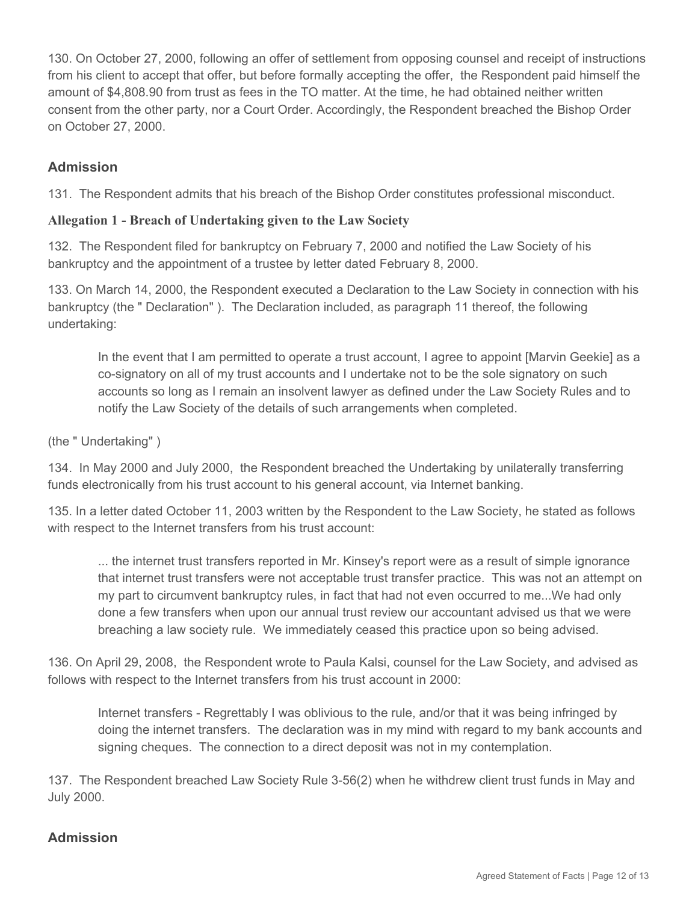130. On October 27, 2000, following an offer of settlement from opposing counsel and receipt of instructions from his client to accept that offer, but before formally accepting the offer, the Respondent paid himself the amount of $4,808.90 from trust as fees in the TO matter. At the time, he had obtained neither written consent from the other party, nor a Court Order. Accordingly, the Respondent breached the Bishop Order on October 27, 2000.

## Admission

131. The Respondent admits that his breach of the Bishop Order constitutes professional misconduct.

### Allegation 1 - Breach of Undertaking given to the Law Society

132. The Respondent filed for bankruptcy on February 7, 2000 and notified the Law Society of his bankruptcy and the appointment of a trustee by letter dated February 8, 2000.

133. On March 14, 2000, the Respondent executed a Declaration to the Law Society in connection with his bankruptcy (the " Declaration" ). The Declaration included, as paragraph 11 thereof, the following undertaking:

> In the event that I am permitted to operate a trust account, I agree to appoint [Marvin Geekie] as a co-signatory on all of my trust accounts and I undertake not to be the sole signatory on such accounts so long as I remain an insolvent lawyer as defined under the Law Society Rules and to notify the Law Society of the details of such arrangements when completed.

(the " Undertaking" )

134. In May 2000 and July 2000, the Respondent breached the Undertaking by unilaterally transferring funds electronically from his trust account to his general account, via Internet banking.

135. In a letter dated October 11, 2003 written by the Respondent to the Law Society, he stated as follows with respect to the Internet transfers from his trust account:

> ... the internet trust transfers reported in Mr. Kinsey's report were as a result of simple ignorance that internet trust transfers were not acceptable trust transfer practice. This was not an attempt on my part to circumvent bankruptcy rules, in fact that had not even occurred to me...We had only done a few transfers when upon our annual trust review our accountant advised us that we were breaching a law society rule. We immediately ceased this practice upon so being advised.

136. On April 29, 2008, the Respondent wrote to Paula Kalsi, counsel for the Law Society, and advised as follows with respect to the Internet transfers from his trust account in 2000:

> Internet transfers - Regrettably I was oblivious to the rule, and/or that it was being infringed by doing the internet transfers. The declaration was in my mind with regard to my bank accounts and signing cheques. The connection to a direct deposit was not in my contemplation.

137. The Respondent breached Law Society Rule 3-56(2) when he withdrew client trust funds in May and July 2000.

## Admission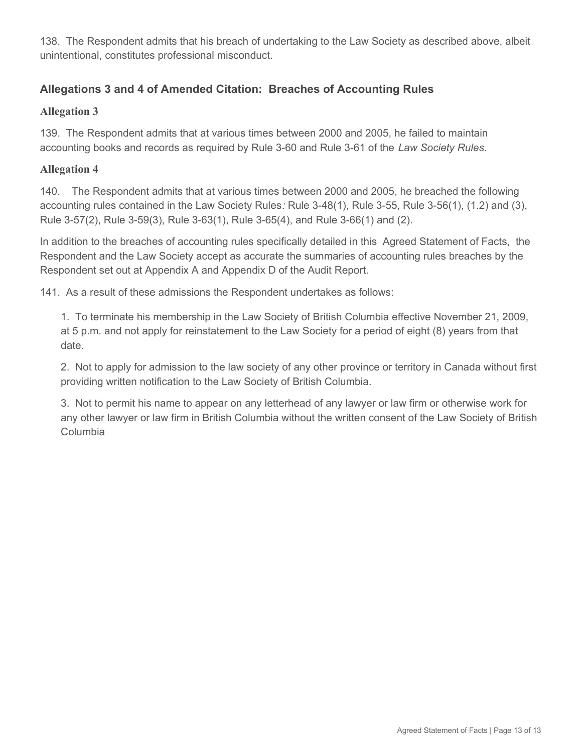138. The Respondent admits that his breach of undertaking to the Law Society as described above, albeit unintentional, constitutes professional misconduct.

## Allegations 3 and 4 of Amended Citation: Breaches of Accounting Rules

### Allegation 3

139. The Respondent admits that at various times between 2000 and 2005, he failed to maintain accounting books and records as required by Rule 3-60 and Rule 3-61 of the *Law Society Rules.*

### Allegation 4

140. The Respondent admits that at various times between 2000 and 2005, he breached the following accounting rules contained in the Law Society Rules*:* Rule 3-48(1), Rule 3-55, Rule 3-56(1), (1.2) and (3), Rule 3-57(2), Rule 3-59(3), Rule 3-63(1), Rule 3-65(4), and Rule 3-66(1) and (2).

In addition to the breaches of accounting rules specifically detailed in this Agreed Statement of Facts, the Respondent and the Law Society accept as accurate the summaries of accounting rules breaches by the Respondent set out at Appendix A and Appendix D of the Audit Report.

141. As a result of these admissions the Respondent undertakes as follows:

1. To terminate his membership in the Law Society of British Columbia effective November 21, 2009, at 5 p.m. and not apply for reinstatement to the Law Society for a period of eight (8) years from that date.

2. Not to apply for admission to the law society of any other province or territory in Canada without first providing written notification to the Law Society of British Columbia.

3. Not to permit his name to appear on any letterhead of any lawyer or law firm or otherwise work for any other lawyer or law firm in British Columbia without the written consent of the Law Society of British Columbia